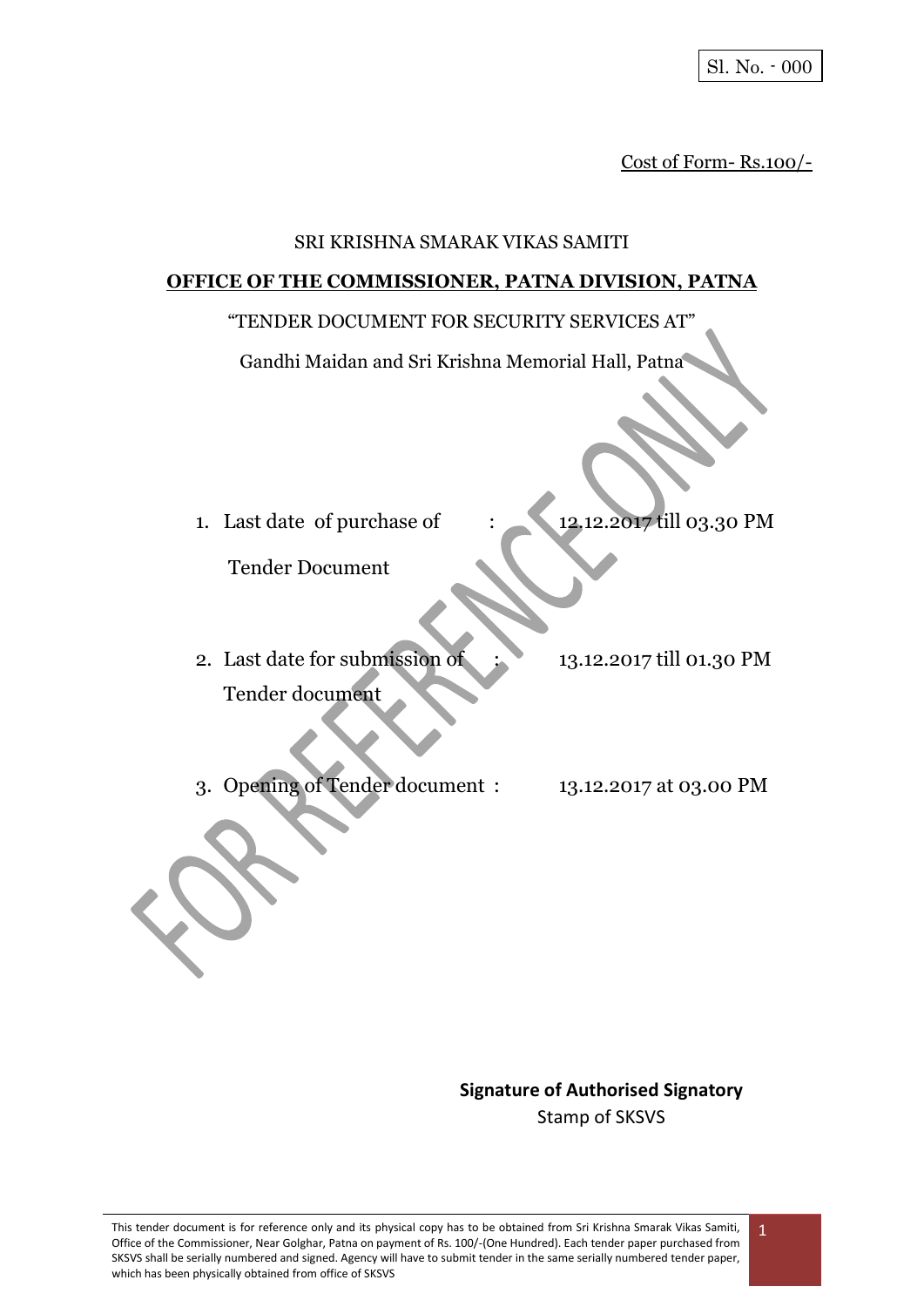Sl. No. - 000

Cost of Form- Rs.100/-

SRI KRISHNA SMARAK VIKAS SAMITI

**OFFICE OF THE COMMISSIONER, PATNA DIVISION, PATNA**

"TENDER DOCUMENT FOR SECURITY SERVICES AT"

Gandhi Maidan and Sri Krishna Memorial Hall, Patna

1. Last date of purchase of Tender Document : 12.12.2017 till 03.30 PM
2. Last date for submission of Tender document : 13.12.2017 till 01.30 PM
3. Opening of Tender document : 13.12.2017 at 03.00 PM

**Signature of Authorised Signatory**

Stamp of SKSVS

This tender document is for reference only and its physical copy has to be obtained from Sri Krishna Smarak Vikas Samiti, Office of the Commissioner, Near Golghar, Patna on payment of Rs. 100/-(One Hundred). Each tender paper purchased from SKSVS shall be serially numbered and signed. Agency will have to submit tender in the same serially numbered tender paper, which has been physically obtained from office of SKSVS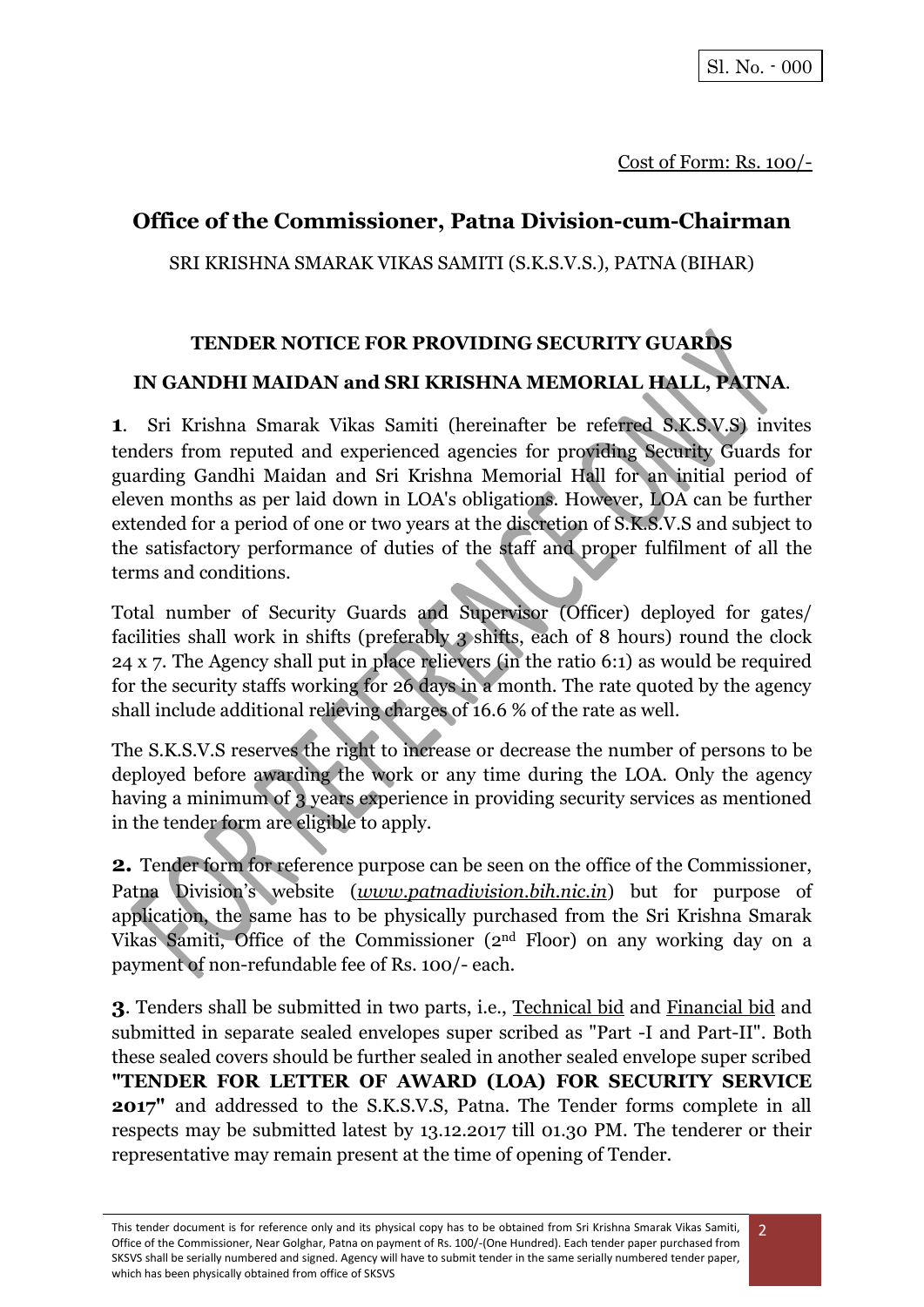Sl. No. - 000

Cost of Form: Rs. 100/-

## Office of the Commissioner, Patna Division-cum-Chairman

SRI KRISHNA SMARAK VIKAS SAMITI (S.K.S.V.S.), PATNA (BIHAR)

### TENDER NOTICE FOR PROVIDING SECURITY GUARDS IN GANDHI MAIDAN and SRI KRISHNA MEMORIAL HALL, PATNA.

**1**. Sri Krishna Smarak Vikas Samiti (hereinafter be referred S.K.S.V.S) invites tenders from reputed and experienced agencies for providing Security Guards for guarding Gandhi Maidan and Sri Krishna Memorial Hall for an initial period of eleven months as per laid down in LOA's obligations. However, LOA can be further extended for a period of one or two years at the discretion of S.K.S.V.S and subject to the satisfactory performance of duties of the staff and proper fulfilment of all the terms and conditions.

Total number of Security Guards and Supervisor (Officer) deployed for gates/ facilities shall work in shifts (preferably 3 shifts, each of 8 hours) round the clock 24 x 7. The Agency shall put in place relievers (in the ratio 6:1) as would be required for the security staffs working for 26 days in a month. The rate quoted by the agency shall include additional relieving charges of 16.6 % of the rate as well.

The S.K.S.V.S reserves the right to increase or decrease the number of persons to be deployed before awarding the work or any time during the LOA. Only the agency having a minimum of 3 years experience in providing security services as mentioned in the tender form are eligible to apply.

**2.** Tender form for reference purpose can be seen on the office of the Commissioner, Patna Division's website (*www.patnadivision.bih.nic.in*) but for purpose of application, the same has to be physically purchased from the Sri Krishna Smarak Vikas Samiti, Office of the Commissioner (2nd Floor) on any working day on a payment of non-refundable fee of Rs. 100/- each.

**3**. Tenders shall be submitted in two parts, i.e., Technical bid and Financial bid and submitted in separate sealed envelopes super scribed as "Part -I and Part-II". Both these sealed covers should be further sealed in another sealed envelope super scribed **"TENDER FOR LETTER OF AWARD (LOA) FOR SECURITY SERVICE 2017"** and addressed to the S.K.S.V.S, Patna. The Tender forms complete in all respects may be submitted latest by 13.12.2017 till 01.30 PM. The tenderer or their representative may remain present at the time of opening of Tender.

This tender document is for reference only and its physical copy has to be obtained from Sri Krishna Smarak Vikas Samiti, Office of the Commissioner, Near Golghar, Patna on payment of Rs. 100/-(One Hundred). Each tender paper purchased from SKSVS shall be serially numbered and signed. Agency will have to submit tender in the same serially numbered tender paper, which has been physically obtained from office of SKSVS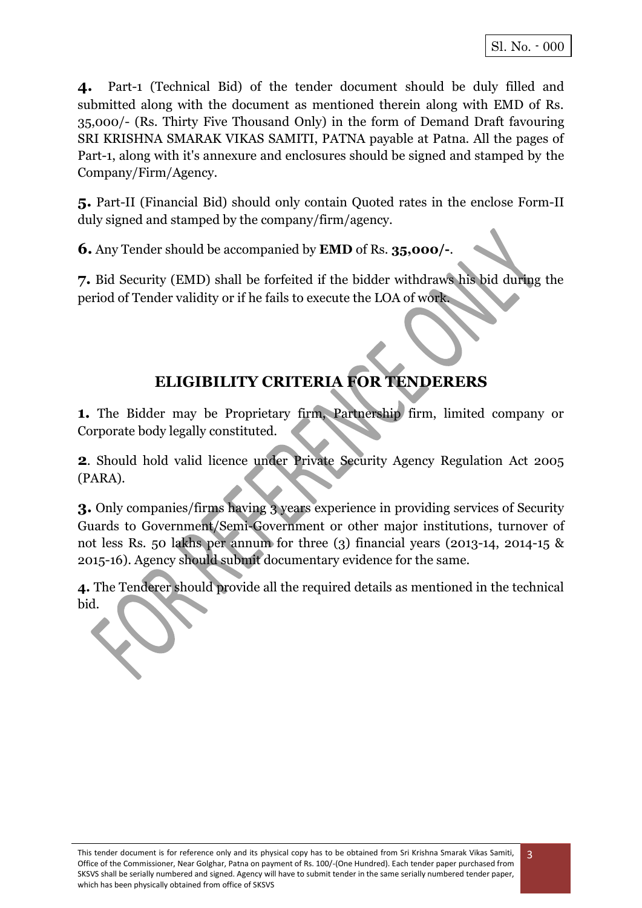**4.** Part-1 (Technical Bid) of the tender document should be duly filled and submitted along with the document as mentioned therein along with EMD of Rs. 35,000/- (Rs. Thirty Five Thousand Only) in the form of Demand Draft favouring SRI KRISHNA SMARAK VIKAS SAMITI, PATNA payable at Patna. All the pages of Part-1, along with it's annexure and enclosures should be signed and stamped by the Company/Firm/Agency.

**5.** Part-II (Financial Bid) should only contain Quoted rates in the enclose Form-II duly signed and stamped by the company/firm/agency.

**6.** Any Tender should be accompanied by **EMD** of Rs. **35,000/-**.

**7.** Bid Security (EMD) shall be forfeited if the bidder withdraws his bid during the period of Tender validity or if he fails to execute the LOA of work.

## ELIGIBILITY CRITERIA FOR TENDERERS

**1.** The Bidder may be Proprietary firm, Partnership firm, limited company or Corporate body legally constituted.

**2**. Should hold valid licence under Private Security Agency Regulation Act 2005 (PARA).

**3.** Only companies/firms having 3 years experience in providing services of Security Guards to Government/Semi-Government or other major institutions, turnover of not less Rs. 50 lakhs per annum for three (3) financial years (2013-14, 2014-15 & 2015-16). Agency should submit documentary evidence for the same.

**4.** The Tenderer should provide all the required details as mentioned in the technical bid.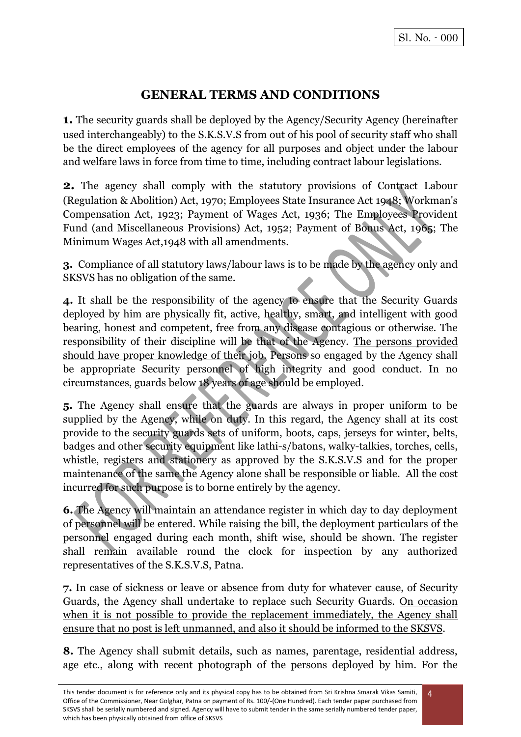Sl. No. - 000

## GENERAL TERMS AND CONDITIONS

**1.** The security guards shall be deployed by the Agency/Security Agency (hereinafter used interchangeably) to the S.K.S.V.S from out of his pool of security staff who shall be the direct employees of the agency for all purposes and object under the labour and welfare laws in force from time to time, including contract labour legislations.

**2.** The agency shall comply with the statutory provisions of Contract Labour (Regulation & Abolition) Act, 1970; Employees State Insurance Act 1948; Workman's Compensation Act, 1923; Payment of Wages Act, 1936; The Employees Provident Fund (and Miscellaneous Provisions) Act, 1952; Payment of Bonus Act, 1965; The Minimum Wages Act,1948 with all amendments.

**3.** Compliance of all statutory laws/labour laws is to be made by the agency only and SKSVS has no obligation of the same.

**4.** It shall be the responsibility of the agency to ensure that the Security Guards deployed by him are physically fit, active, healthy, smart, and intelligent with good bearing, honest and competent, free from any disease contagious or otherwise. The responsibility of their discipline will be that of the Agency. <u>The persons provided should have proper knowledge of their job.</u> Persons so engaged by the Agency shall be appropriate Security personnel of high integrity and good conduct. In no circumstances, guards below 18 years of age should be employed.

**5.** The Agency shall ensure that the guards are always in proper uniform to be supplied by the Agency, while on duty. In this regard, the Agency shall at its cost provide to the security guards sets of uniform, boots, caps, jerseys for winter, belts, badges and other security equipment like lathi-s/batons, walky-talkies, torches, cells, whistle, registers and stationery as approved by the S.K.S.V.S and for the proper maintenance of the same the Agency alone shall be responsible or liable. All the cost incurred for such purpose is to borne entirely by the agency.

**6.** The Agency will maintain an attendance register in which day to day deployment of personnel will be entered. While raising the bill, the deployment particulars of the personnel engaged during each month, shift wise, should be shown. The register shall remain available round the clock for inspection by any authorized representatives of the S.K.S.V.S, Patna.

**7.** In case of sickness or leave or absence from duty for whatever cause, of Security Guards, the Agency shall undertake to replace such Security Guards. <u>On occasion when it is not possible to provide the replacement immediately, the Agency shall ensure that no post is left unmanned, and also it should be informed to the SKSVS</u>.

**8.** The Agency shall submit details, such as names, parentage, residential address, age etc., along with recent photograph of the persons deployed by him. For the

This tender document is for reference only and its physical copy has to be obtained from Sri Krishna Smarak Vikas Samiti, Office of the Commissioner, Near Golghar, Patna on payment of Rs. 100/-(One Hundred). Each tender paper purchased from SKSVS shall be serially numbered and signed. Agency will have to submit tender in the same serially numbered tender paper, which has been physically obtained from office of SKSVS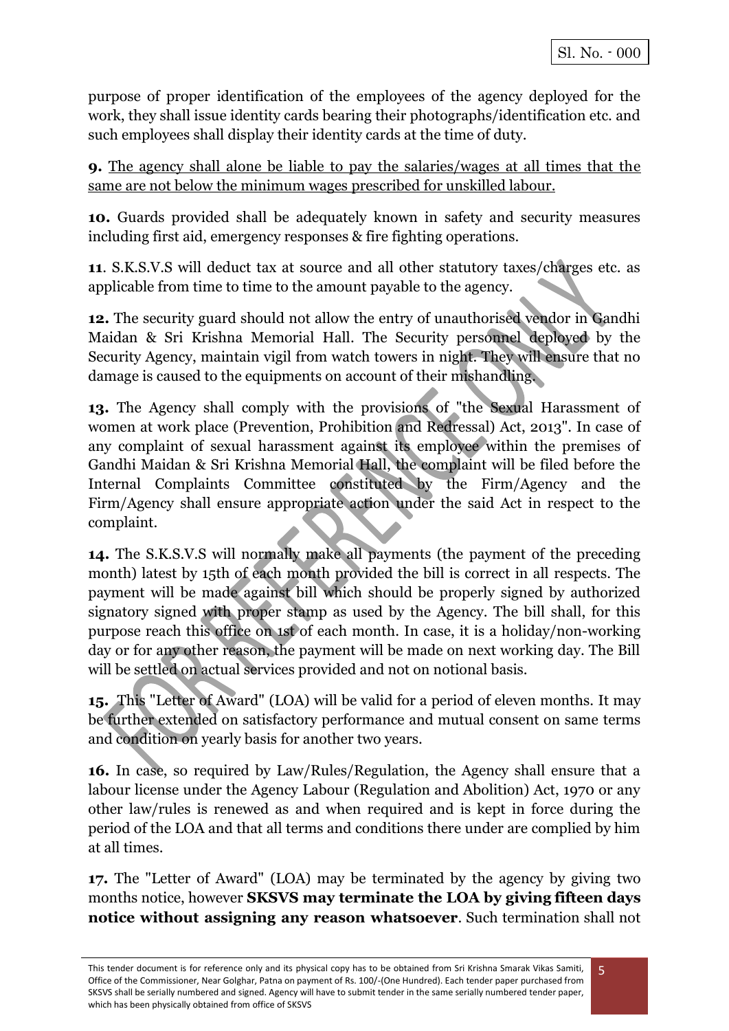purpose of proper identification of the employees of the agency deployed for the work, they shall issue identity cards bearing their photographs/identification etc. and such employees shall display their identity cards at the time of duty.

**9.** The agency shall alone be liable to pay the salaries/wages at all times that the same are not below the minimum wages prescribed for unskilled labour.

**10.** Guards provided shall be adequately known in safety and security measures including first aid, emergency responses & fire fighting operations.

**11**. S.K.S.V.S will deduct tax at source and all other statutory taxes/charges etc. as applicable from time to time to the amount payable to the agency.

**12.** The security guard should not allow the entry of unauthorised vendor in Gandhi Maidan & Sri Krishna Memorial Hall. The Security personnel deployed by the Security Agency, maintain vigil from watch towers in night. They will ensure that no damage is caused to the equipments on account of their mishandling.

**13.** The Agency shall comply with the provisions of "the Sexual Harassment of women at work place (Prevention, Prohibition and Redressal) Act, 2013". In case of any complaint of sexual harassment against its employee within the premises of Gandhi Maidan & Sri Krishna Memorial Hall, the complaint will be filed before the Internal Complaints Committee constituted by the Firm/Agency and the Firm/Agency shall ensure appropriate action under the said Act in respect to the complaint.

**14.** The S.K.S.V.S will normally make all payments (the payment of the preceding month) latest by 15th of each month provided the bill is correct in all respects. The payment will be made against bill which should be properly signed by authorized signatory signed with proper stamp as used by the Agency. The bill shall, for this purpose reach this office on 1st of each month. In case, it is a holiday/non-working day or for any other reason, the payment will be made on next working day. The Bill will be settled on actual services provided and not on notional basis.

**15.** This "Letter of Award" (LOA) will be valid for a period of eleven months. It may be further extended on satisfactory performance and mutual consent on same terms and condition on yearly basis for another two years.

**16.** In case, so required by Law/Rules/Regulation, the Agency shall ensure that a labour license under the Agency Labour (Regulation and Abolition) Act, 1970 or any other law/rules is renewed as and when required and is kept in force during the period of the LOA and that all terms and conditions there under are complied by him at all times.

**17.** The "Letter of Award" (LOA) may be terminated by the agency by giving two months notice, however **SKSVS may terminate the LOA by giving fifteen days notice without assigning any reason whatsoever**. Such termination shall not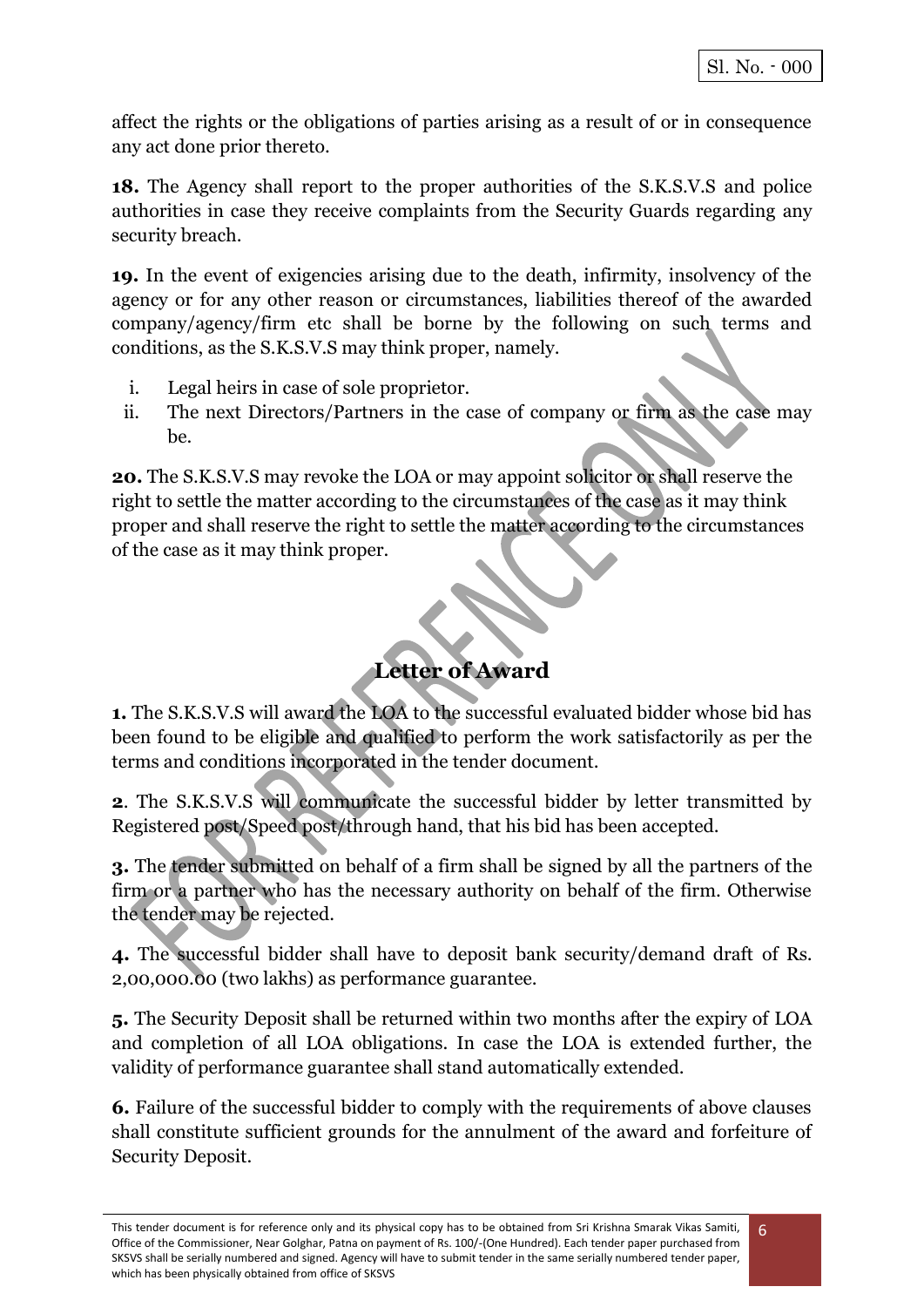affect the rights or the obligations of parties arising as a result of or in consequence any act done prior thereto.

**18.** The Agency shall report to the proper authorities of the S.K.S.V.S and police authorities in case they receive complaints from the Security Guards regarding any security breach.

**19.** In the event of exigencies arising due to the death, infirmity, insolvency of the agency or for any other reason or circumstances, liabilities thereof of the awarded company/agency/firm etc shall be borne by the following on such terms and conditions, as the S.K.S.V.S may think proper, namely.

i. Legal heirs in case of sole proprietor.
ii. The next Directors/Partners in the case of company or firm as the case may be.

**20.** The S.K.S.V.S may revoke the LOA or may appoint solicitor or shall reserve the right to settle the matter according to the circumstances of the case as it may think proper and shall reserve the right to settle the matter according to the circumstances of the case as it may think proper.

## Letter of Award

**1.** The S.K.S.V.S will award the LOA to the successful evaluated bidder whose bid has been found to be eligible and qualified to perform the work satisfactorily as per the terms and conditions incorporated in the tender document.

**2**. The S.K.S.V.S will communicate the successful bidder by letter transmitted by Registered post/Speed post/through hand, that his bid has been accepted.

**3.** The tender submitted on behalf of a firm shall be signed by all the partners of the firm or a partner who has the necessary authority on behalf of the firm. Otherwise the tender may be rejected.

**4.** The successful bidder shall have to deposit bank security/demand draft of Rs. 2,00,000.00 (two lakhs) as performance guarantee.

**5.** The Security Deposit shall be returned within two months after the expiry of LOA and completion of all LOA obligations. In case the LOA is extended further, the validity of performance guarantee shall stand automatically extended.

**6.** Failure of the successful bidder to comply with the requirements of above clauses shall constitute sufficient grounds for the annulment of the award and forfeiture of Security Deposit.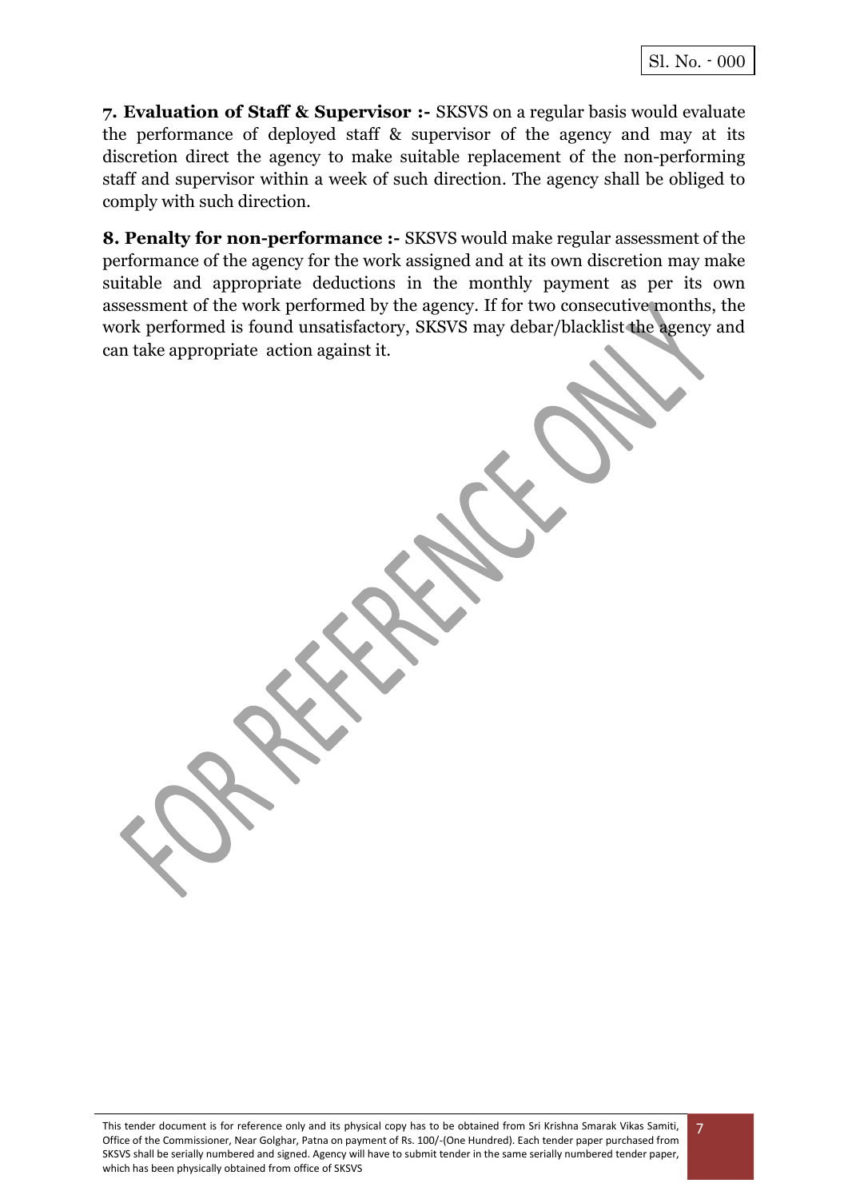**7. Evaluation of Staff & Supervisor :-** SKSVS on a regular basis would evaluate the performance of deployed staff & supervisor of the agency and may at its discretion direct the agency to make suitable replacement of the non-performing staff and supervisor within a week of such direction. The agency shall be obliged to comply with such direction.

**8. Penalty for non-performance :-** SKSVS would make regular assessment of the performance of the agency for the work assigned and at its own discretion may make suitable and appropriate deductions in the monthly payment as per its own assessment of the work performed by the agency. If for two consecutive months, the work performed is found unsatisfactory, SKSVS may debar/blacklist the agency and can take appropriate action against it.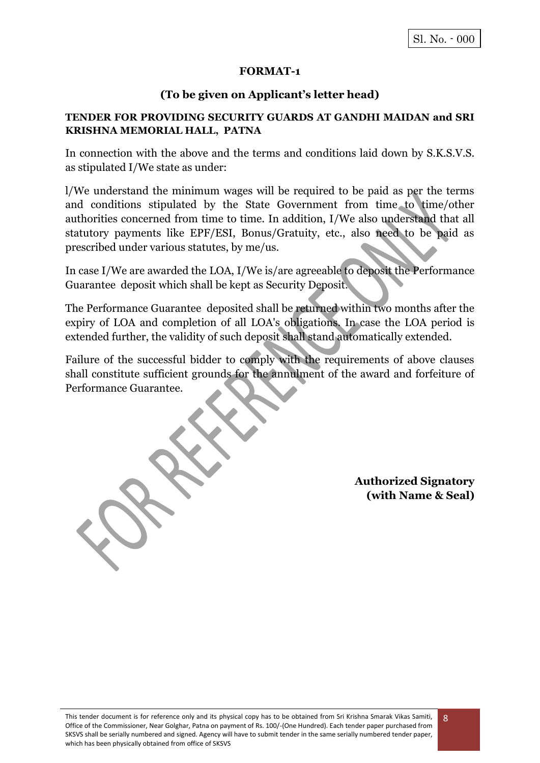Sl. No. - 000

## FORMAT-1

### (To be given on Applicant's letter head)

**TENDER FOR PROVIDING SECURITY GUARDS AT GANDHI MAIDAN and SRI KRISHNA MEMORIAL HALL, PATNA**

In connection with the above and the terms and conditions laid down by S.K.S.V.S. as stipulated I/We state as under:

l/We understand the minimum wages will be required to be paid as per the terms and conditions stipulated by the State Government from time to time/other authorities concerned from time to time. In addition, I/We also understand that all statutory payments like EPF/ESI, Bonus/Gratuity, etc., also need to be paid as prescribed under various statutes, by me/us.

In case I/We are awarded the LOA, I/We is/are agreeable to deposit the Performance Guarantee deposit which shall be kept as Security Deposit.

The Performance Guarantee deposited shall be returned within two months after the expiry of LOA and completion of all LOA's obligations. In case the LOA period is extended further, the validity of such deposit shall stand automatically extended.

Failure of the successful bidder to comply with the requirements of above clauses shall constitute sufficient grounds for the annulment of the award and forfeiture of Performance Guarantee.

**Authorized Signatory**
**(with Name & Seal)**

This tender document is for reference only and its physical copy has to be obtained from Sri Krishna Smarak Vikas Samiti, Office of the Commissioner, Near Golghar, Patna on payment of Rs. 100/-(One Hundred). Each tender paper purchased from SKSVS shall be serially numbered and signed. Agency will have to submit tender in the same serially numbered tender paper, which has been physically obtained from office of SKSVS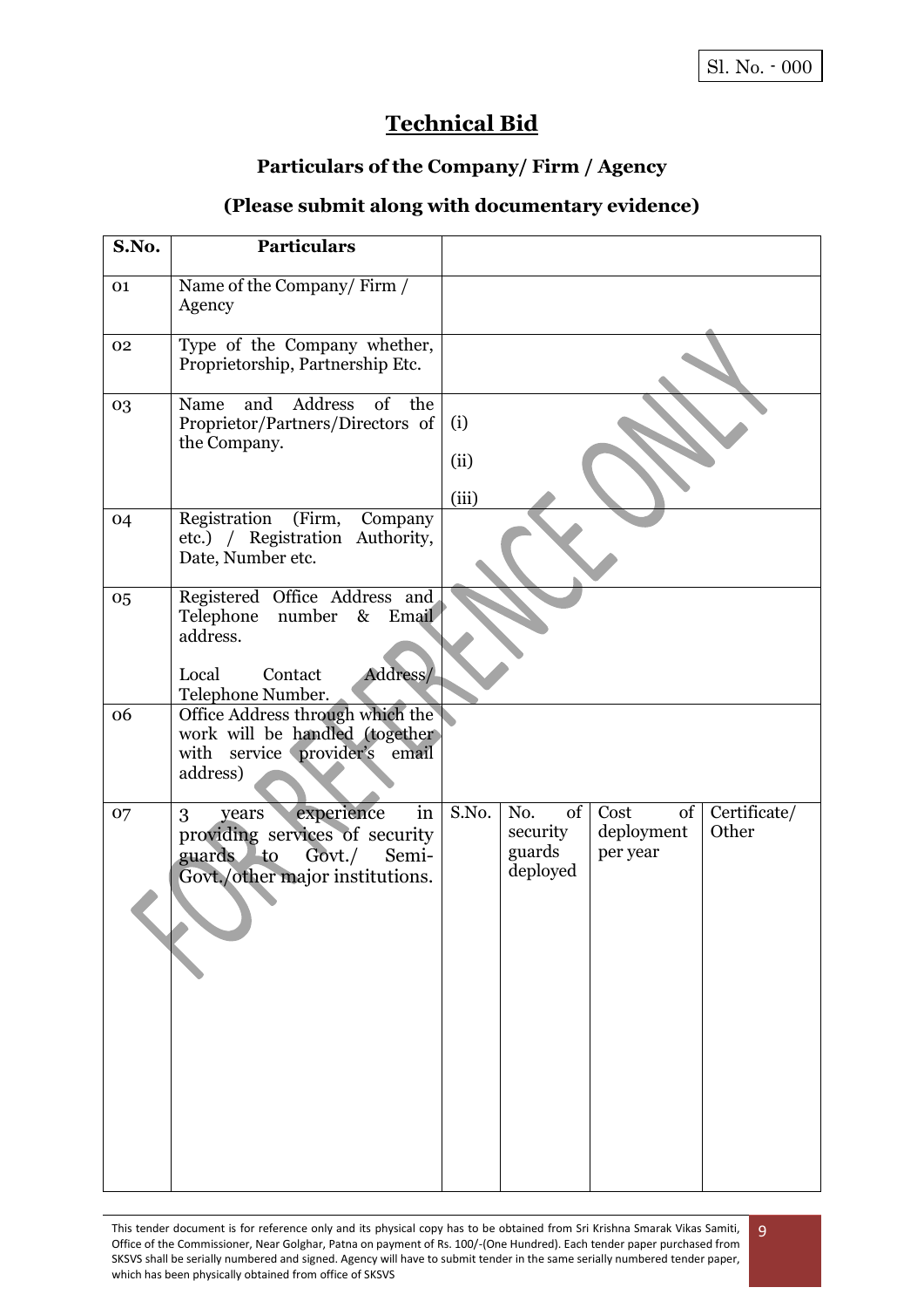Sl. No. - 000

# Technical Bid

## Particulars of the Company/ Firm / Agency

### (Please submit along with documentary evidence)

| S.No. | Particulars | | | | |
|---|---|---|---|---|---|
| 01 | Name of the Company/ Firm / Agency | | | | |
| 02 | Type of the Company whether, Proprietorship, Partnership Etc. | | | | |
| 03 | Name and Address of the Proprietor/Partners/Directors of the Company. | (i)<br>(ii)<br>(iii) | | | |
| 04 | Registration (Firm, Company etc.) / Registration Authority, Date, Number etc. | | | | |
| 05 | Registered Office Address and Telephone number & Email address.<br><br>Local Contact Address/ Telephone Number. | | | | |
| 06 | Office Address through which the work will be handled (together with service provider's email address) | | | | |
| 07 | 3 years experience in providing services of security guards to Govt./ Semi-Govt./other major institutions. | S.No. | No. of security guards deployed | Cost of deployment per year | Certificate/ Other |

This tender document is for reference only and its physical copy has to be obtained from Sri Krishna Smarak Vikas Samiti, Office of the Commissioner, Near Golghar, Patna on payment of Rs. 100/-(One Hundred). Each tender paper purchased from SKSVS shall be serially numbered and signed. Agency will have to submit tender in the same serially numbered tender paper, which has been physically obtained from office of SKSVS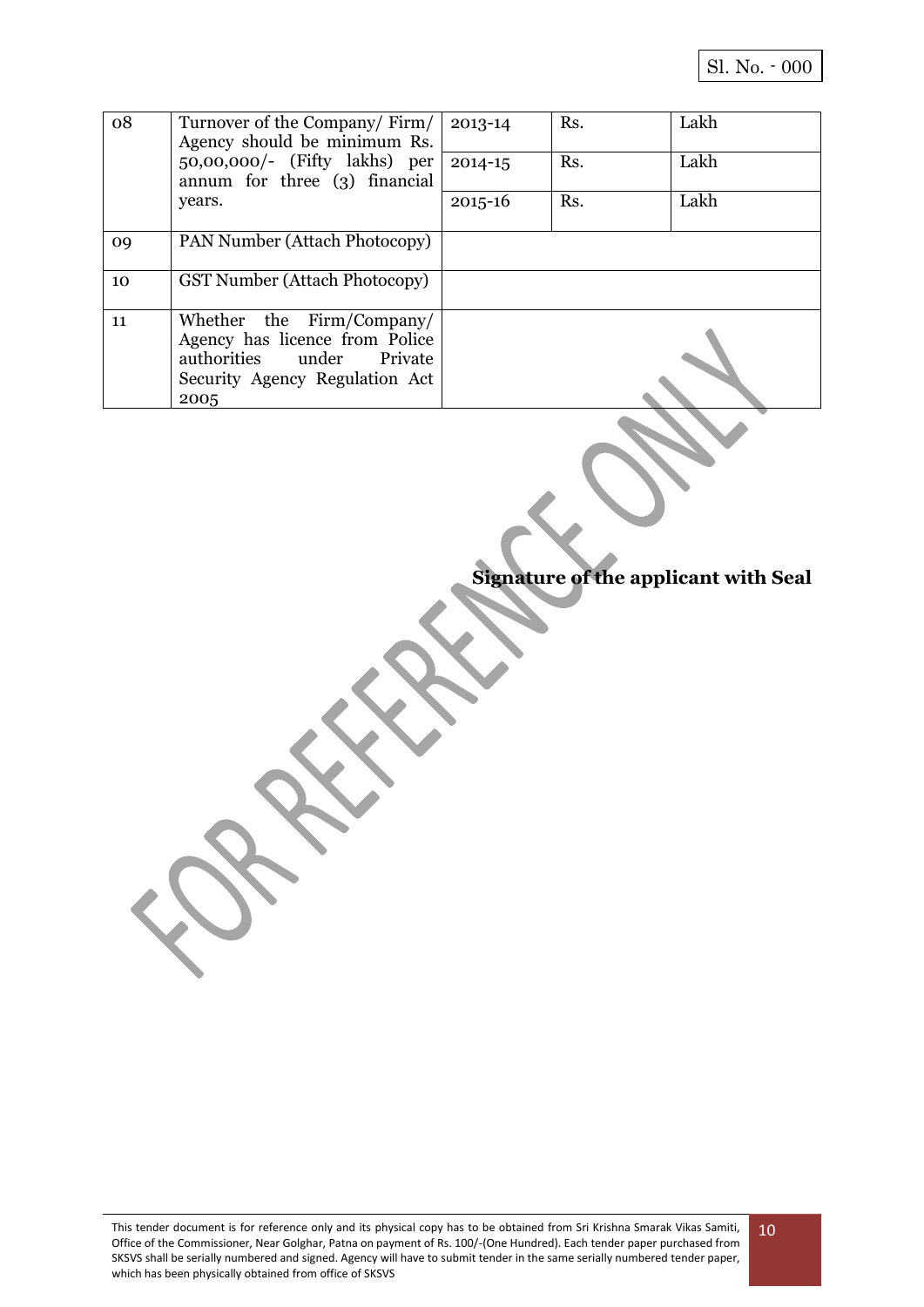Sl. No. - 000

| 08 | Turnover of the Company/ Firm/ Agency should be minimum Rs. 50,00,000/- (Fifty lakhs) per annum for three (3) financial years. | 2013-14 | Rs. | Lakh |
|---|---|---|---|---|
| | | 2014-15 | Rs. | Lakh |
| | | 2015-16 | Rs. | Lakh |
| 09 | PAN Number (Attach Photocopy) | | | |
| 10 | GST Number (Attach Photocopy) | | | |
| 11 | Whether the Firm/Company/ Agency has licence from Police authorities under Private Security Agency Regulation Act 2005 | | | |

FOR REFERENCE ONLY

**Signature of the applicant with Seal**

This tender document is for reference only and its physical copy has to be obtained from Sri Krishna Smarak Vikas Samiti, Office of the Commissioner, Near Golghar, Patna on payment of Rs. 100/-(One Hundred). Each tender paper purchased from SKSVS shall be serially numbered and signed. Agency will have to submit tender in the same serially numbered tender paper, which has been physically obtained from office of SKSVS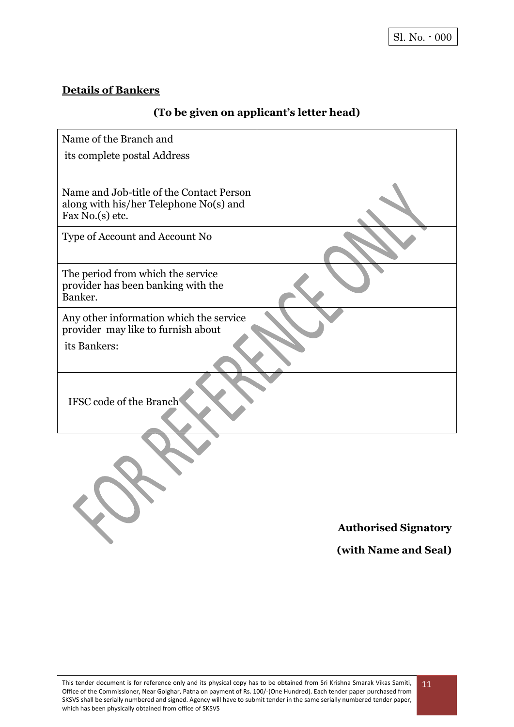Sl. No. - 000

**Details of Bankers**

**(To be given on applicant's letter head)**

| | |
|---|---|
| Name of the Branch and its complete postal Address | |
| Name and Job-title of the Contact Person along with his/her Telephone No(s) and Fax No.(s) etc. | |
| Type of Account and Account No | |
| The period from which the service provider has been banking with the Banker. | |
| Any other information which the service provider may like to furnish about its Bankers: | |
| IFSC code of the Branch | |

**Authorised Signatory**

**(with Name and Seal)**

This tender document is for reference only and its physical copy has to be obtained from Sri Krishna Smarak Vikas Samiti, Office of the Commissioner, Near Golghar, Patna on payment of Rs. 100/-(One Hundred). Each tender paper purchased from SKSVS shall be serially numbered and signed. Agency will have to submit tender in the same serially numbered tender paper, which has been physically obtained from office of SKSVS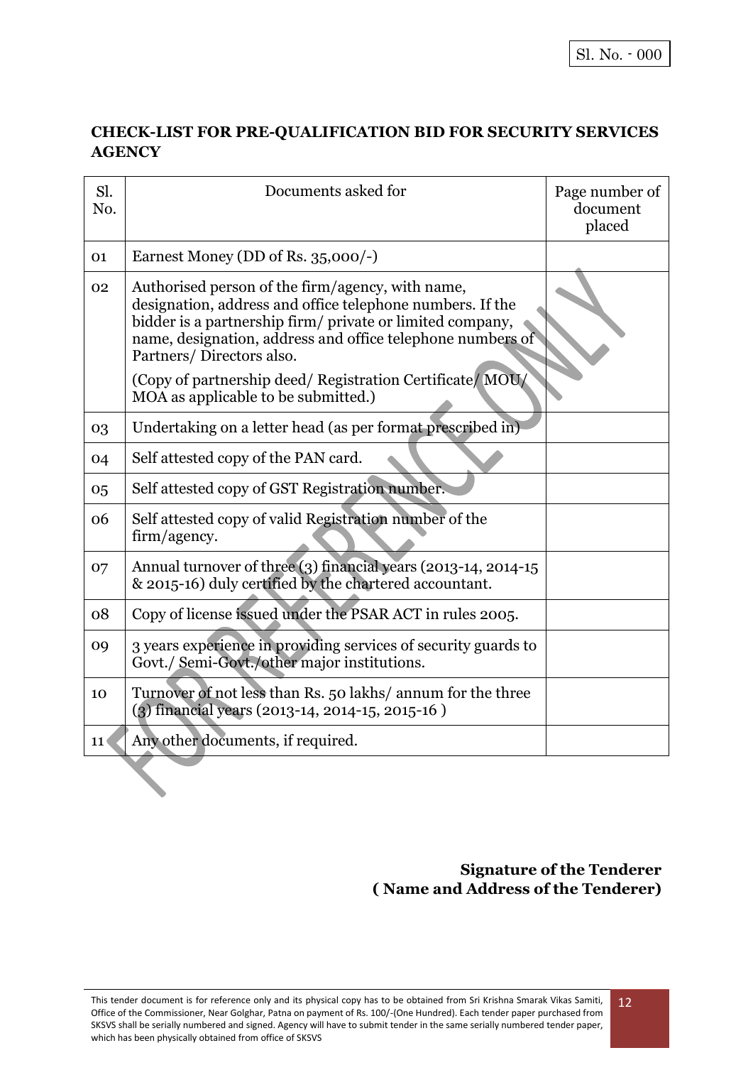Sl. No. - 000

## CHECK-LIST FOR PRE-QUALIFICATION BID FOR SECURITY SERVICES AGENCY

| Sl. No. | Documents asked for | Page number of document placed |
|---|---|---|
| 01 | Earnest Money (DD of Rs. 35,000/-) | |
| 02 | Authorised person of the firm/agency, with name, designation, address and office telephone numbers. If the bidder is a partnership firm/ private or limited company, name, designation, address and office telephone numbers of Partners/ Directors also.<br><br>(Copy of partnership deed/ Registration Certificate/ MOU/ MOA as applicable to be submitted.) | |
| 03 | Undertaking on a letter head (as per format prescribed in) | |
| 04 | Self attested copy of the PAN card. | |
| 05 | Self attested copy of GST Registration number. | |
| 06 | Self attested copy of valid Registration number of the firm/agency. | |
| 07 | Annual turnover of three (3) financial years (2013-14, 2014-15 & 2015-16) duly certified by the chartered accountant. | |
| 08 | Copy of license issued under the PSAR ACT in rules 2005. | |
| 09 | 3 years experience in providing services of security guards to Govt./ Semi-Govt./other major institutions. | |
| 10 | Turnover of not less than Rs. 50 lakhs/ annum for the three (3) financial years (2013-14, 2014-15, 2015-16 ) | |
| 11 | Any other documents, if required. | |

**Signature of the Tenderer**
**( Name and Address of the Tenderer)**

This tender document is for reference only and its physical copy has to be obtained from Sri Krishna Smarak Vikas Samiti, Office of the Commissioner, Near Golghar, Patna on payment of Rs. 100/-(One Hundred). Each tender paper purchased from SKSVS shall be serially numbered and signed. Agency will have to submit tender in the same serially numbered tender paper, which has been physically obtained from office of SKSVS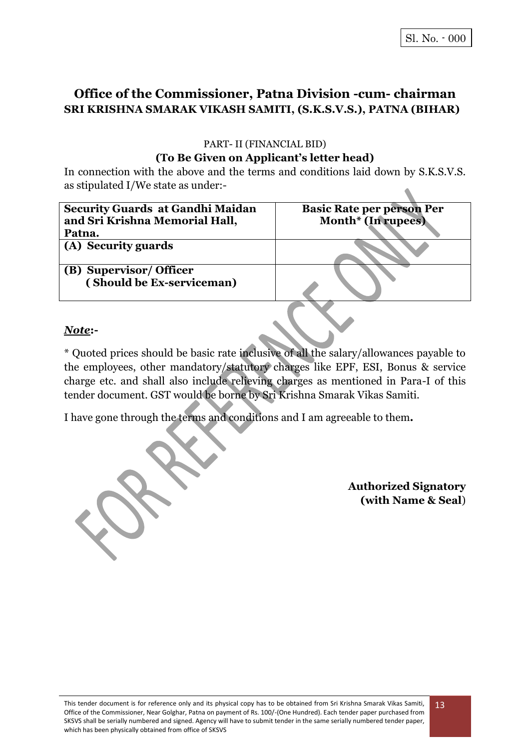Sl. No. - 000

# Office of the Commissioner, Patna Division -cum- chairman
## SRI KRISHNA SMARAK VIKASH SAMITI, (S.K.S.V.S.), PATNA (BIHAR)

PART- II (FINANCIAL BID)

**(To Be Given on Applicant's letter head)**

In connection with the above and the terms and conditions laid down by S.K.S.V.S. as stipulated I/We state as under:-

| Security Guards at Gandhi Maidan and Sri Krishna Memorial Hall, Patna. | Basic Rate per person Per Month* (In rupees) |
|---|---|
| **(A) Security guards** | |
| **(B) Supervisor/ Officer ( Should be Ex-serviceman)** | |

***Note*:-**

* Quoted prices should be basic rate inclusive of all the salary/allowances payable to the employees, other mandatory/statutory charges like EPF, ESI, Bonus & service charge etc. and shall also include relieving charges as mentioned in Para-I of this tender document. GST would be borne by Sri Krishna Smarak Vikas Samiti.

I have gone through the terms and conditions and I am agreeable to them**.**

**Authorized Signatory**
**(with Name & Seal)**

This tender document is for reference only and its physical copy has to be obtained from Sri Krishna Smarak Vikas Samiti, Office of the Commissioner, Near Golghar, Patna on payment of Rs. 100/-(One Hundred). Each tender paper purchased from SKSVS shall be serially numbered and signed. Agency will have to submit tender in the same serially numbered tender paper, which has been physically obtained from office of SKSVS